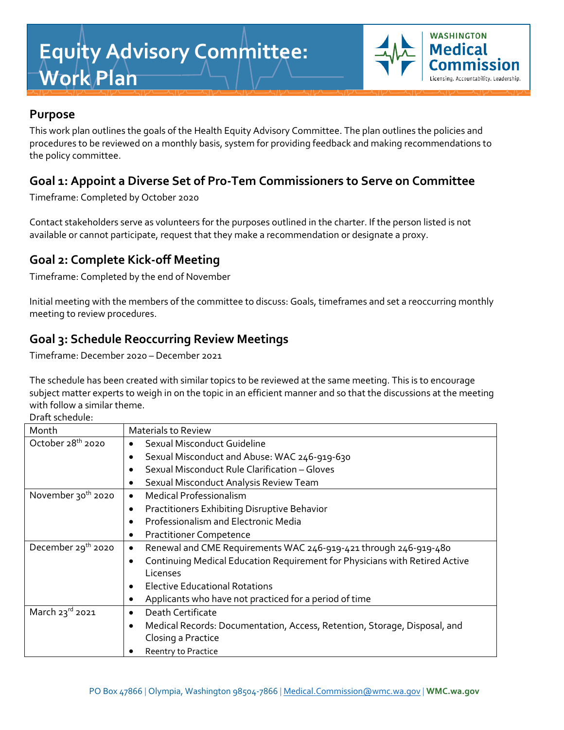# Equity Advisory Committee: Work Plan

WASHINGTON **Medical Commission**
Licensing. Accountability. Leadership.

## Purpose

This work plan outlines the goals of the Health Equity Advisory Committee. The plan outlines the policies and procedures to be reviewed on a monthly basis, system for providing feedback and making recommendations to the policy committee.

## Goal 1: Appoint a Diverse Set of Pro-Tem Commissioners to Serve on Committee

Timeframe: Completed by October 2020

Contact stakeholders serve as volunteers for the purposes outlined in the charter. If the person listed is not available or cannot participate, request that they make a recommendation or designate a proxy.

## Goal 2: Complete Kick-off Meeting

Timeframe: Completed by the end of November

Initial meeting with the members of the committee to discuss: Goals, timeframes and set a reoccurring monthly meeting to review procedures.

## Goal 3: Schedule Reoccurring Review Meetings

Timeframe: December 2020 – December 2021

The schedule has been created with similar topics to be reviewed at the same meeting. This is to encourage subject matter experts to weigh in on the topic in an efficient manner and so that the discussions at the meeting with follow a similar theme.

Draft schedule:

| Month | Materials to Review |
|---|---|
| October 28th 2020 | • Sexual Misconduct Guideline<br>• Sexual Misconduct and Abuse: WAC 246-919-630<br>• Sexual Misconduct Rule Clarification – Gloves<br>• Sexual Misconduct Analysis Review Team |
| November 30th 2020 | • Medical Professionalism<br>• Practitioners Exhibiting Disruptive Behavior<br>• Professionalism and Electronic Media<br>• Practitioner Competence |
| December 29th 2020 | • Renewal and CME Requirements WAC 246-919-421 through 246-919-480<br>• Continuing Medical Education Requirement for Physicians with Retired Active Licenses<br>• Elective Educational Rotations<br>• Applicants who have not practiced for a period of time |
| March 23rd 2021 | • Death Certificate<br>• Medical Records: Documentation, Access, Retention, Storage, Disposal, and Closing a Practice<br>• Reentry to Practice |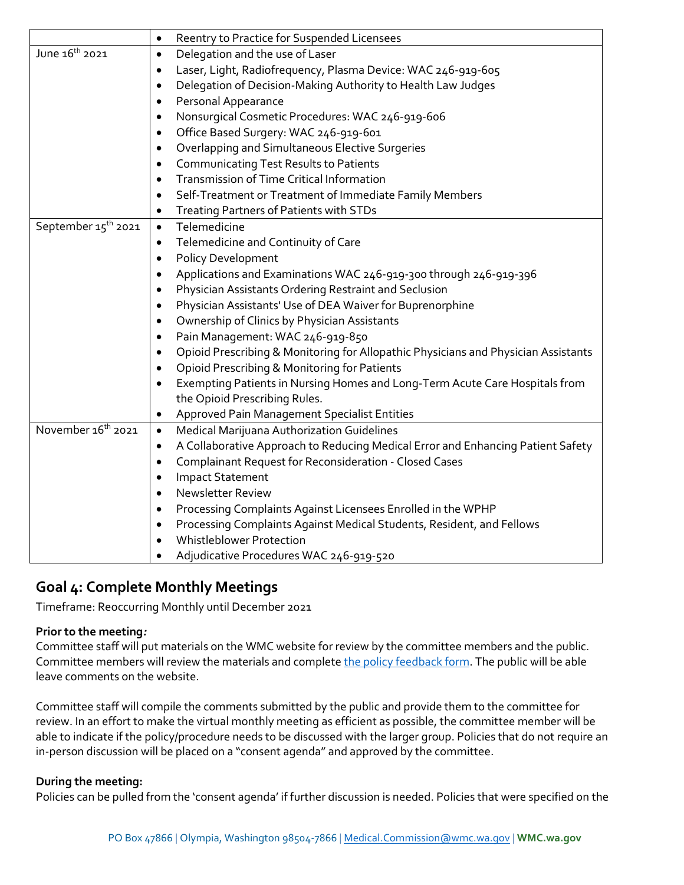| | |
|---|---|
| | • Reentry to Practice for Suspended Licensees |
| June 16th 2021 | • Delegation and the use of Laser<br>• Laser, Light, Radiofrequency, Plasma Device: WAC 246-919-605<br>• Delegation of Decision-Making Authority to Health Law Judges<br>• Personal Appearance<br>• Nonsurgical Cosmetic Procedures: WAC 246-919-606<br>• Office Based Surgery: WAC 246-919-601<br>• Overlapping and Simultaneous Elective Surgeries<br>• Communicating Test Results to Patients<br>• Transmission of Time Critical Information<br>• Self-Treatment or Treatment of Immediate Family Members<br>• Treating Partners of Patients with STDs |
| September 15th 2021 | • Telemedicine<br>• Telemedicine and Continuity of Care<br>• Policy Development<br>• Applications and Examinations WAC 246-919-300 through 246-919-396<br>• Physician Assistants Ordering Restraint and Seclusion<br>• Physician Assistants' Use of DEA Waiver for Buprenorphine<br>• Ownership of Clinics by Physician Assistants<br>• Pain Management: WAC 246-919-850<br>• Opioid Prescribing & Monitoring for Allopathic Physicians and Physician Assistants<br>• Opioid Prescribing & Monitoring for Patients<br>• Exempting Patients in Nursing Homes and Long-Term Acute Care Hospitals from the Opioid Prescribing Rules.<br>• Approved Pain Management Specialist Entities |
| November 16th 2021 | • Medical Marijuana Authorization Guidelines<br>• A Collaborative Approach to Reducing Medical Error and Enhancing Patient Safety<br>• Complainant Request for Reconsideration - Closed Cases<br>• Impact Statement<br>• Newsletter Review<br>• Processing Complaints Against Licensees Enrolled in the WPHP<br>• Processing Complaints Against Medical Students, Resident, and Fellows<br>• Whistleblower Protection<br>• Adjudicative Procedures WAC 246-919-520 |

## Goal 4: Complete Monthly Meetings

Timeframe: Reoccurring Monthly until December 2021

**Prior to the meeting*:***

Committee staff will put materials on the WMC website for review by the committee members and the public. Committee members will review the materials and complete [the policy feedback form](). The public will be able leave comments on the website.

Committee staff will compile the comments submitted by the public and provide them to the committee for review. In an effort to make the virtual monthly meeting as efficient as possible, the committee member will be able to indicate if the policy/procedure needs to be discussed with the larger group. Policies that do not require an in-person discussion will be placed on a "consent agenda" and approved by the committee.

**During the meeting:**

Policies can be pulled from the 'consent agenda' if further discussion is needed. Policies that were specified on the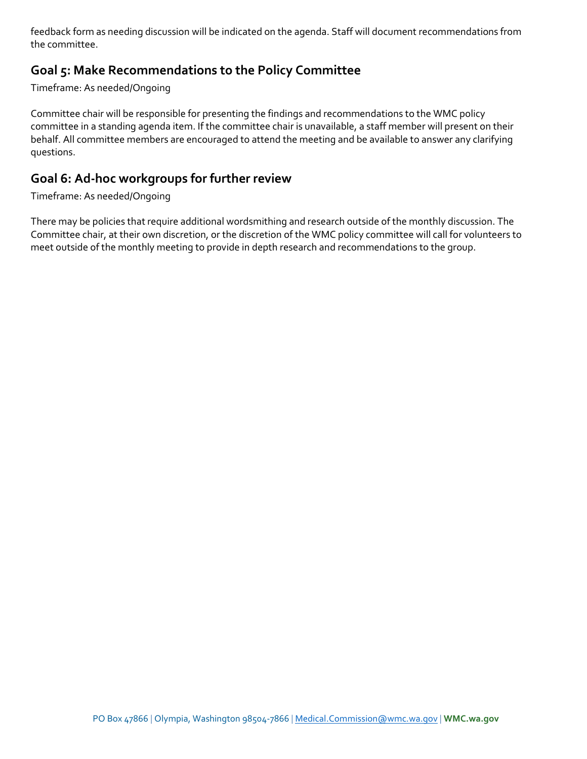feedback form as needing discussion will be indicated on the agenda. Staff will document recommendations from the committee.

## Goal 5: Make Recommendations to the Policy Committee

Timeframe: As needed/Ongoing

Committee chair will be responsible for presenting the findings and recommendations to the WMC policy committee in a standing agenda item. If the committee chair is unavailable, a staff member will present on their behalf. All committee members are encouraged to attend the meeting and be available to answer any clarifying questions.

## Goal 6: Ad-hoc workgroups for further review

Timeframe: As needed/Ongoing

There may be policies that require additional wordsmithing and research outside of the monthly discussion. The Committee chair, at their own discretion, or the discretion of the WMC policy committee will call for volunteers to meet outside of the monthly meeting to provide in depth research and recommendations to the group.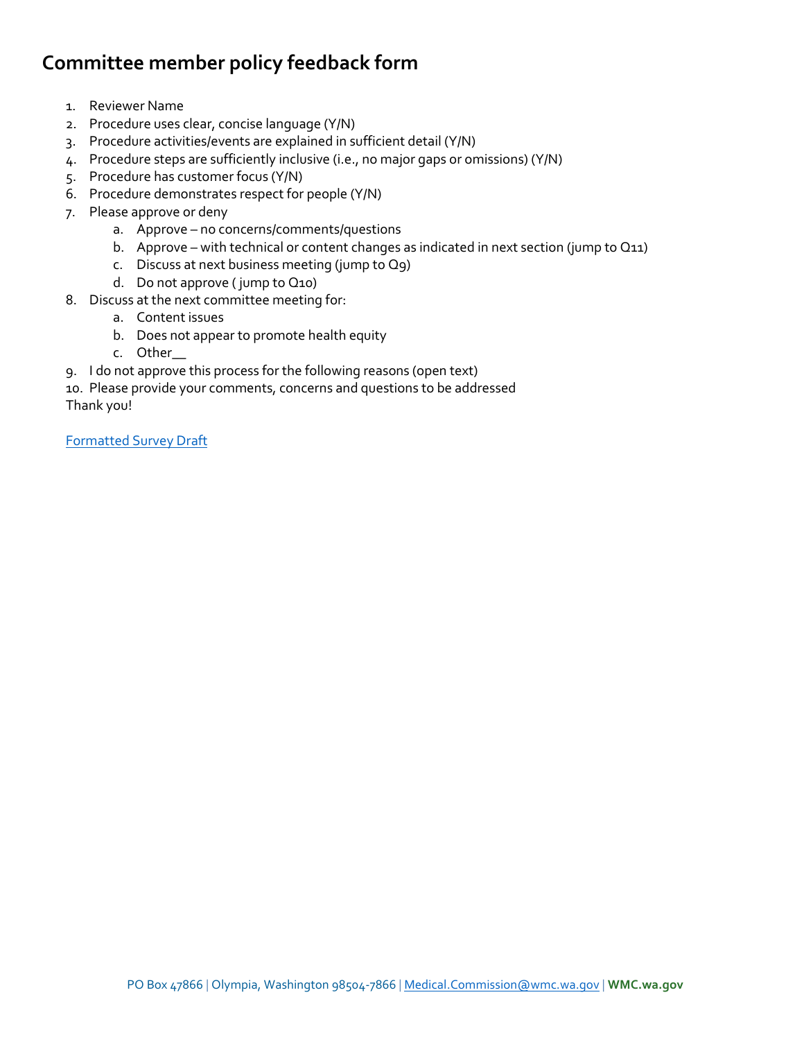## Committee member policy feedback form

1. Reviewer Name
2. Procedure uses clear, concise language (Y/N)
3. Procedure activities/events are explained in sufficient detail (Y/N)
4. Procedure steps are sufficiently inclusive (i.e., no major gaps or omissions) (Y/N)
5. Procedure has customer focus (Y/N)
6. Procedure demonstrates respect for people (Y/N)
7. Please approve or deny
    a. Approve – no concerns/comments/questions
    b. Approve – with technical or content changes as indicated in next section (jump to Q11)
    c. Discuss at next business meeting (jump to Q9)
    d. Do not approve ( jump to Q10)
8. Discuss at the next committee meeting for:
    a. Content issues
    b. Does not appear to promote health equity
    c. Other__
9. I do not approve this process for the following reasons (open text)
10. Please provide your comments, concerns and questions to be addressed

Thank you!

[Formatted Survey Draft]

PO Box 47866 | Olympia, Washington 98504-7866 | Medical.Commission@wmc.wa.gov | **WMC.wa.gov**